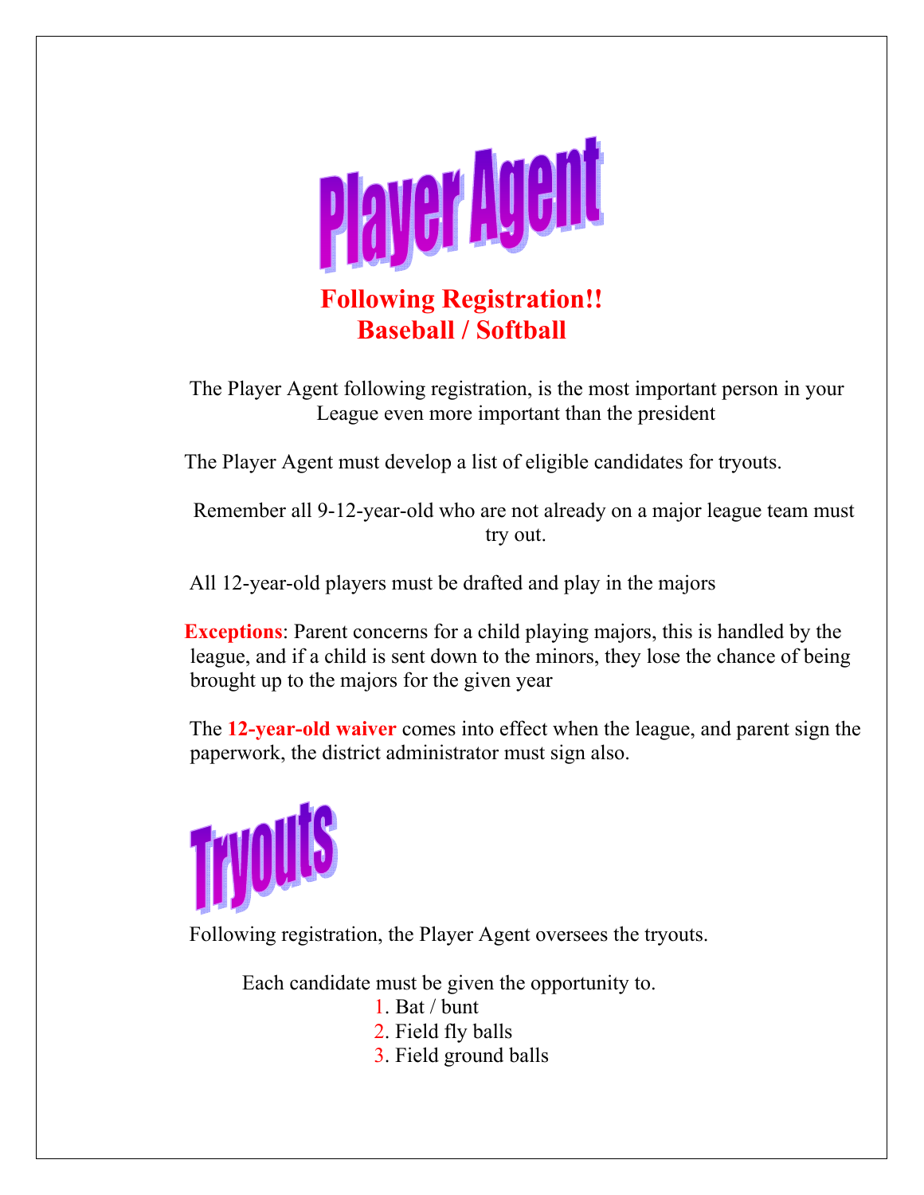# Player Agent

**Following Registration!!**
**Baseball / Softball**

The Player Agent following registration, is the most important person in your League even more important than the president

The Player Agent must develop a list of eligible candidates for tryouts.

Remember all 9-12-year-old who are not already on a major league team must try out.

All 12-year-old players must be drafted and play in the majors

**Exceptions**: Parent concerns for a child playing majors, this is handled by the league, and if a child is sent down to the minors, they lose the chance of being brought up to the majors for the given year

The **12-year-old waiver** comes into effect when the league, and parent sign the paperwork, the district administrator must sign also.

# Tryouts

Following registration, the Player Agent oversees the tryouts.

Each candidate must be given the opportunity to.

1. Bat / bunt
2. Field fly balls
3. Field ground balls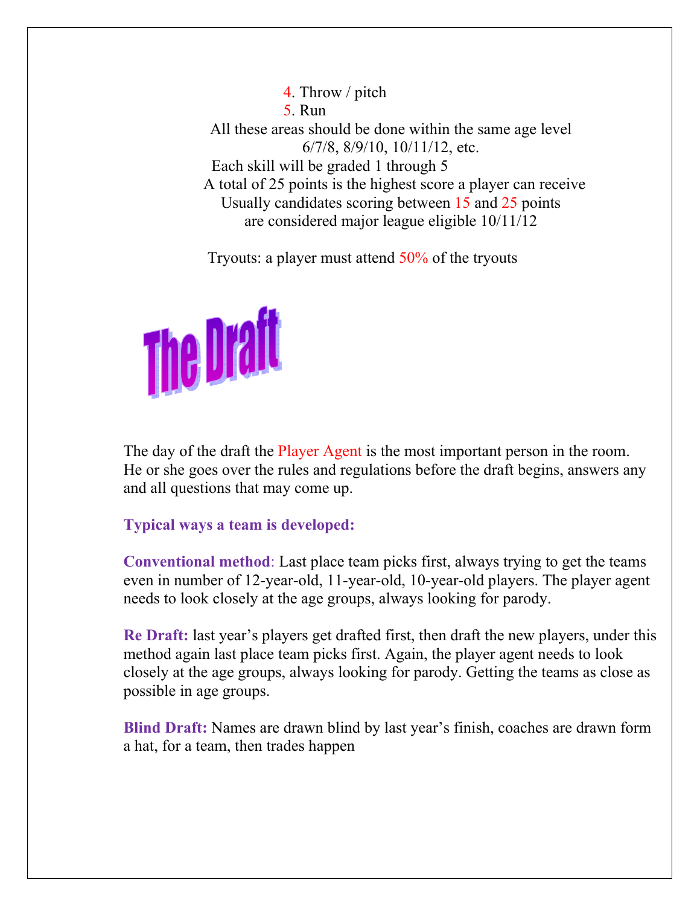4. Throw / pitch
5. Run

All these areas should be done within the same age level
6/7/8, 8/9/10, 10/11/12, etc.

Each skill will be graded 1 through 5

A total of 25 points is the highest score a player can receive

Usually candidates scoring between 15 and 25 points
are considered major league eligible 10/11/12

Tryouts: a player must attend 50% of the tryouts

# The Draft

The day of the draft the Player Agent is the most important person in the room. He or she goes over the rules and regulations before the draft begins, answers any and all questions that may come up.

**Typical ways a team is developed:**

**Conventional method**: Last place team picks first, always trying to get the teams even in number of 12-year-old, 11-year-old, 10-year-old players. The player agent needs to look closely at the age groups, always looking for parody.

**Re Draft:** last year's players get drafted first, then draft the new players, under this method again last place team picks first. Again, the player agent needs to look closely at the age groups, always looking for parody. Getting the teams as close as possible in age groups.

**Blind Draft:** Names are drawn blind by last year's finish, coaches are drawn form a hat, for a team, then trades happen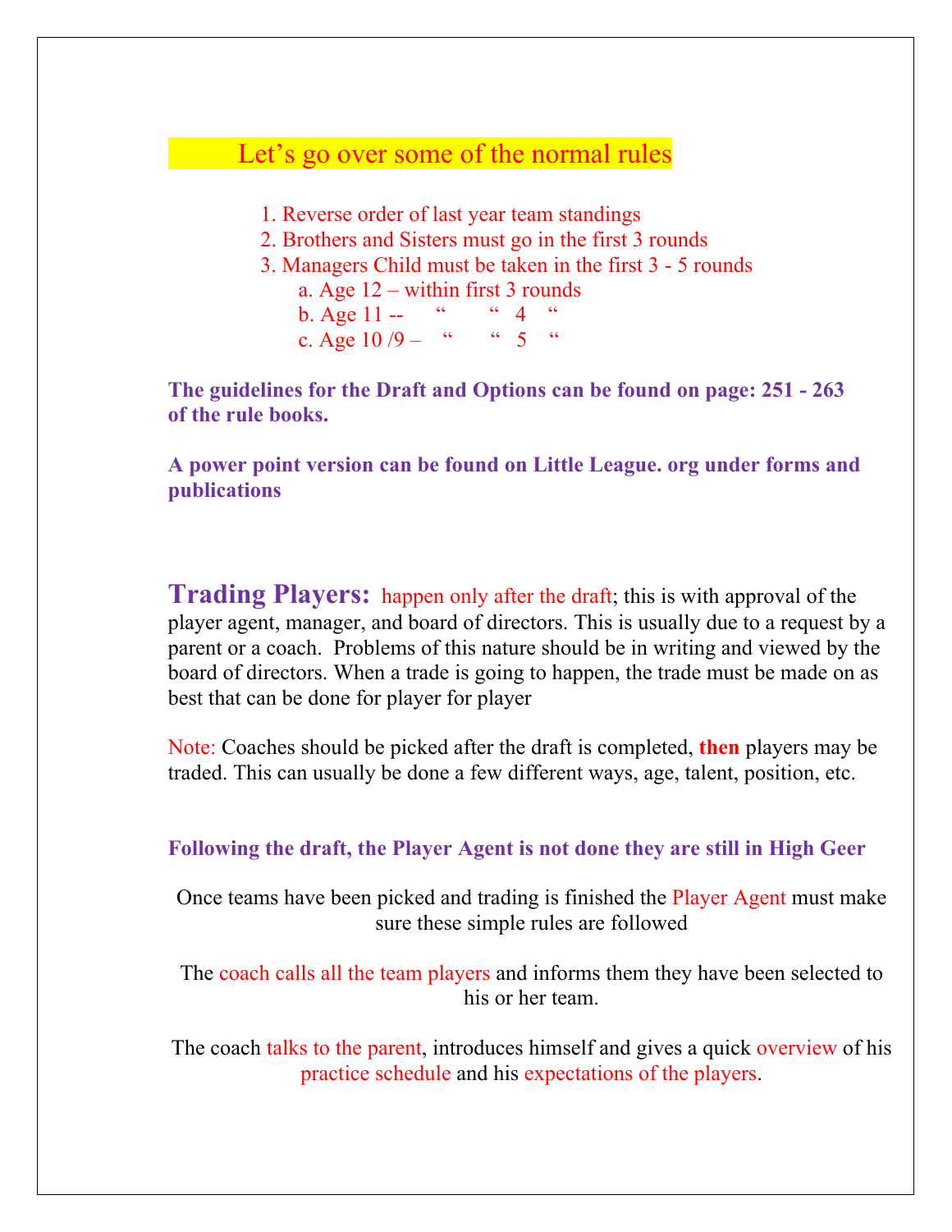## Let's go over some of the normal rules

1. Reverse order of last year team standings
2. Brothers and Sisters must go in the first 3 rounds
3. Managers Child must be taken in the first 3 - 5 rounds
   a. Age 12 – within first 3 rounds
   b. Age 11 -- " " 4 "
   c. Age 10 /9 – " " 5 "

**The guidelines for the Draft and Options can be found on page: 251 - 263 of the rule books.**

**A power point version can be found on Little League. org under forms and publications**

**Trading Players:** happen only after the draft; this is with approval of the player agent, manager, and board of directors. This is usually due to a request by a parent or a coach. Problems of this nature should be in writing and viewed by the board of directors. When a trade is going to happen, the trade must be made on as best that can be done for player for player

Note: Coaches should be picked after the draft is completed, **then** players may be traded. This can usually be done a few different ways, age, talent, position, etc.

**Following the draft, the Player Agent is not done they are still in High Geer**

Once teams have been picked and trading is finished the Player Agent must make sure these simple rules are followed

The coach calls all the team players and informs them they have been selected to his or her team.

The coach talks to the parent, introduces himself and gives a quick overview of his practice schedule and his expectations of the players.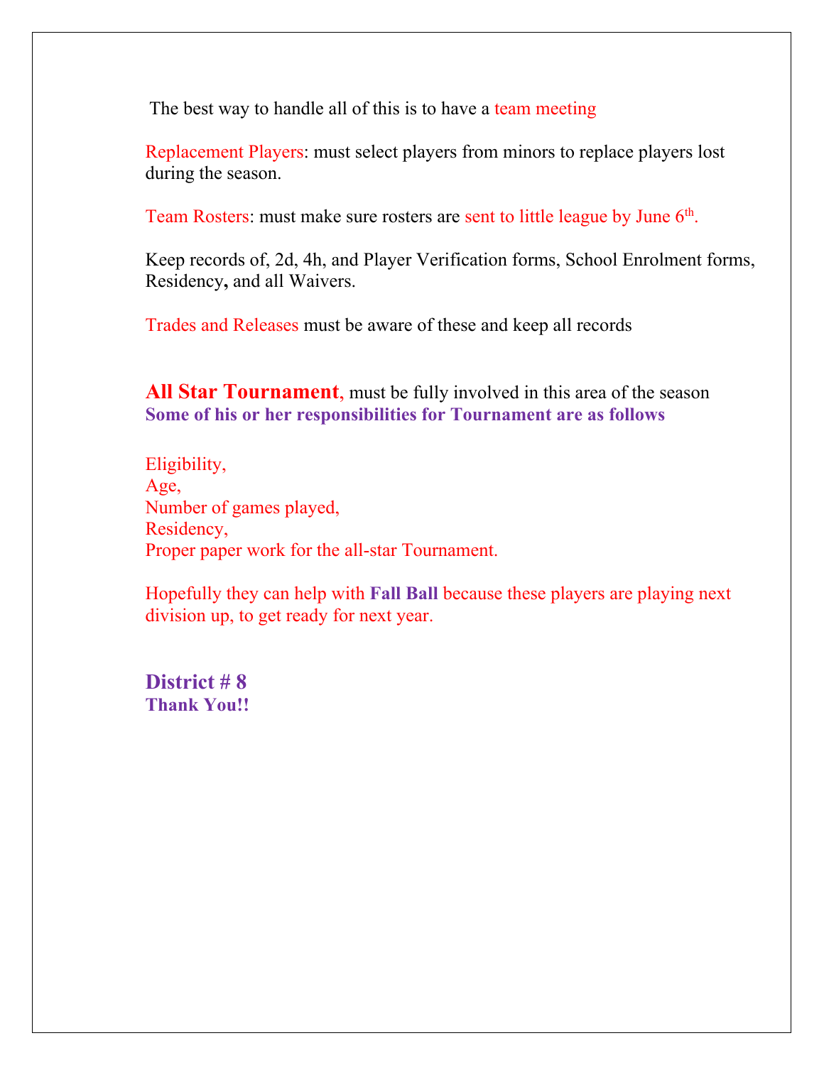The best way to handle all of this is to have a team meeting

Replacement Players: must select players from minors to replace players lost during the season.

Team Rosters: must make sure rosters are sent to little league by June 6th.

Keep records of, 2d, 4h, and Player Verification forms, School Enrolment forms, Residency**,** and all Waivers.

Trades and Releases must be aware of these and keep all records

**All Star Tournament**, must be fully involved in this area of the season
**Some of his or her responsibilities for Tournament are as follows**

Eligibility,
Age,
Number of games played,
Residency,
Proper paper work for the all-star Tournament.

Hopefully they can help with **Fall Ball** because these players are playing next division up, to get ready for next year.

**District # 8**
**Thank You!!**